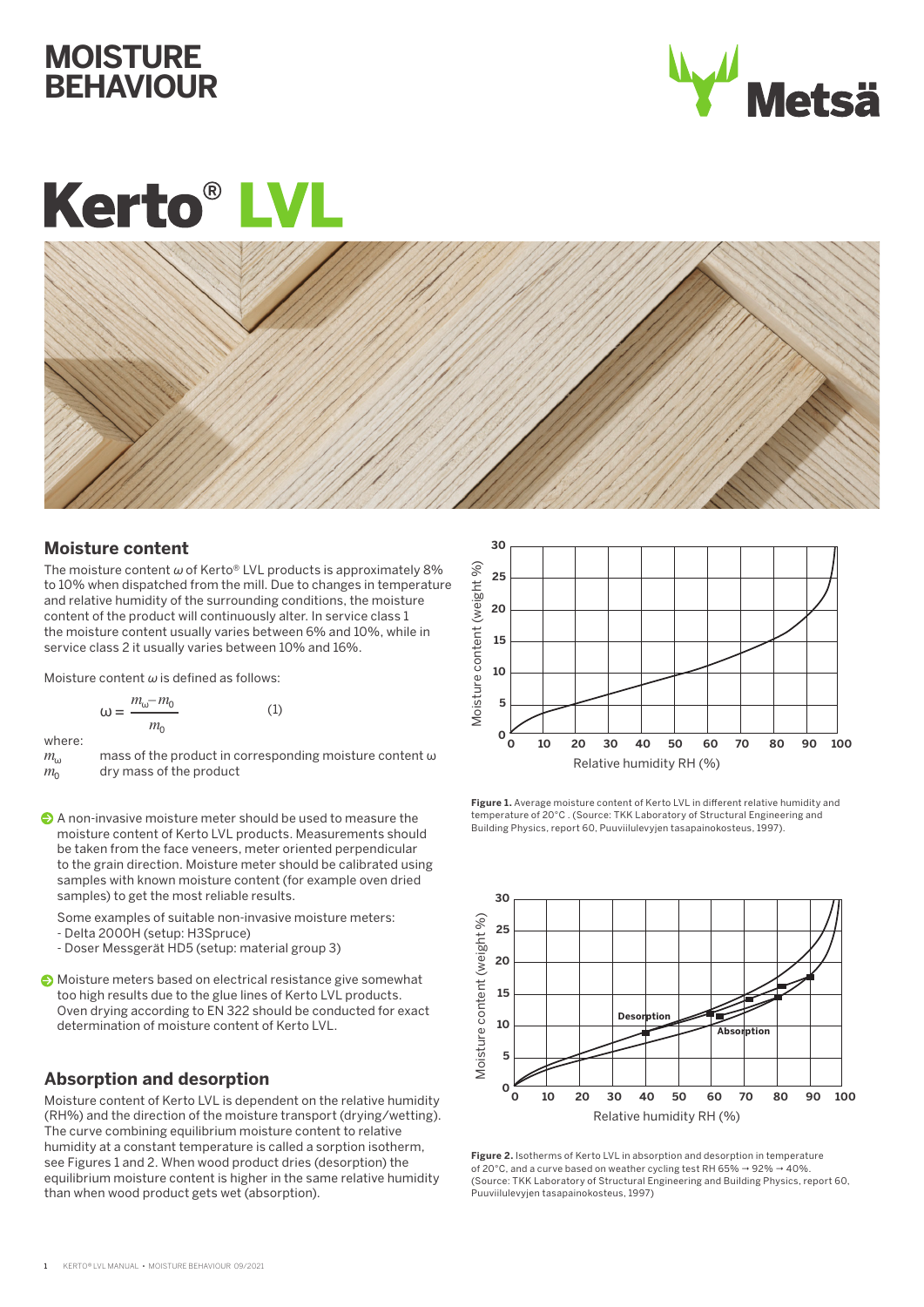# MOISTURE BEHAVIOUR

# Kerto® LVL

## Moisture content

The moisture content $\omega$ of Kerto® LVL products is approximately 8% to 10% when dispatched from the mill. Due to changes in temperature and relative humidity of the surrounding conditions, the moisture content of the product will continuously alter. In service class 1 the moisture content usually varies between 6% and 10%, while in service class 2 it usually varies between 10% and 16%.

Moisture content $\omega$ is defined as follows:

$$\omega = \frac{m_\omega - m_0}{m_0} \qquad (1)$$

where:

$m_\omega$ mass of the product in corresponding moisture content $\omega$

$m_0$ dry mass of the product

- A non-invasive moisture meter should be used to measure the moisture content of Kerto LVL products. Measurements should be taken from the face veneers, meter oriented perpendicular to the grain direction. Moisture meter should be calibrated using samples with known moisture content (for example oven dried samples) to get the most reliable results.

  Some examples of suitable non-invasive moisture meters:
  - Delta 2000H (setup: H3Spruce)
  - Doser Messgerät HD5 (setup: material group 3)

- Moisture meters based on electrical resistance give somewhat too high results due to the glue lines of Kerto LVL products. Oven drying according to EN 322 should be conducted for exact determination of moisture content of Kerto LVL.

**Figure 1.** Average moisture content of Kerto LVL in different relative humidity and temperature of 20°C . (Source: TKK Laboratory of Structural Engineering and Building Physics, report 60, Puuviilulevyjen tasapainokosteus, 1997).

## Absorption and desorption

Moisture content of Kerto LVL is dependent on the relative humidity (RH%) and the direction of the moisture transport (drying/wetting). The curve combining equilibrium moisture content to relative humidity at a constant temperature is called a sorption isotherm, see Figures 1 and 2. When wood product dries (desorption) the equilibrium moisture content is higher in the same relative humidity than when wood product gets wet (absorption).

**Figure 2.** Isotherms of Kerto LVL in absorption and desorption in temperature of 20°C, and a curve based on weather cycling test RH 65% → 92% → 40%. (Source: TKK Laboratory of Structural Engineering and Building Physics, report 60, Puuviilulevyjen tasapainokosteus, 1997)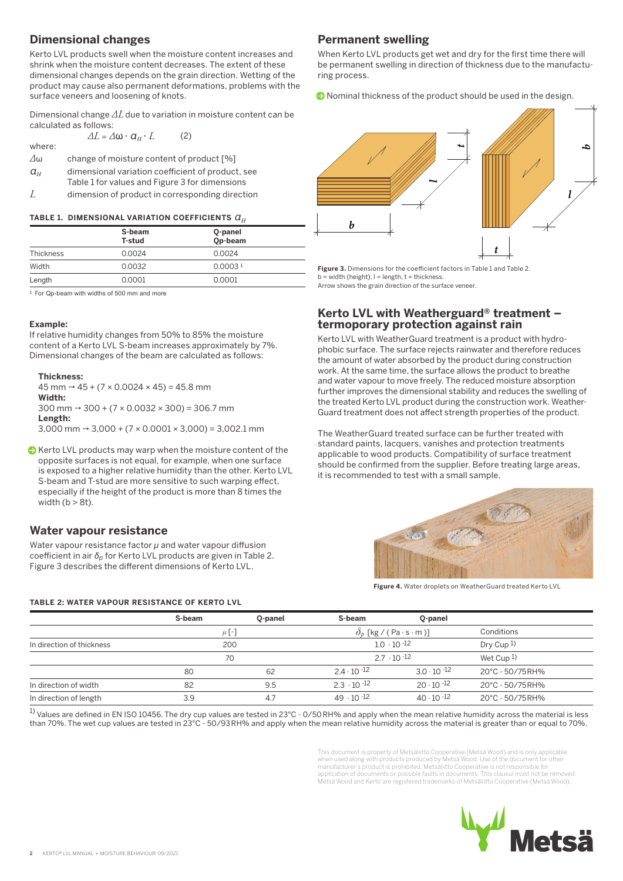## Dimensional changes

Kerto LVL products swell when the moisture content increases and shrink when the moisture content decreases. The extent of these dimensional changes depends on the grain direction. Wetting of the product may cause also permanent deformations, problems with the surface veneers and loosening of knots.

Dimensional change $\Delta L$ due to variation in moisture content can be calculated as follows:

$$\Delta L = \Delta \omega \cdot \alpha_H \cdot L \qquad (2)$$

where:

$\Delta\omega$ change of moisture content of product [%]

$\alpha_H$ dimensional variation coefficient of product, see Table 1 for values and Figure 3 for dimensions

$L$ dimension of product in corresponding direction

**TABLE 1. DIMENSIONAL VARIATION COEFFICIENTS $\alpha_H$**

| | S-beam T-stud | Q-panel Qp-beam |
|---|---|---|
| Thickness | 0.0024 | 0.0024 |
| Width | 0.0032 | 0.0003 [1] |
| Length | 0.0001 | 0.0001 |

[1] For Qp-beam with widths of 500 mm and more

**Example:**

If relative humidity changes from 50% to 85% the moisture content of a Kerto LVL S-beam increases approximately by 7%. Dimensional changes of the beam are calculated as follows:

**Thickness:**
45 mm → 45 + (7 × 0.0024 × 45) = 45.8 mm
**Width:**
300 mm → 300 + (7 × 0.0032 × 300) = 306.7 mm
**Length:**
3,000 mm → 3,000 + (7 × 0.0001 × 3,000) = 3,002.1 mm

Kerto LVL products may warp when the moisture content of the opposite surfaces is not equal, for example, when one surface is exposed to a higher relative humidity than the other. Kerto LVL S-beam and T-stud are more sensitive to such warping effect, especially if the height of the product is more than 8 times the width (b > 8t).

## Water vapour resistance

Water vapour resistance factor $\mu$ and water vapour diffusion coefficient in air $\delta_p$ for Kerto LVL products are given in Table 2. Figure 3 describes the different dimensions of Kerto LVL.

## Permanent swelling

When Kerto LVL products get wet and dry for the first time there will be permanent swelling in direction of thickness due to the manufacturing process.

Nominal thickness of the product should be used in the design.

**Figure 3.** Dimensions for the coefficient factors in Table 1 and Table 2. b = width (height), l = length, t = thickness. Arrow shows the grain direction of the surface veneer.

## Kerto LVL with Weatherguard® treatment – termoporary protection against rain

Kerto LVL with WeatherGuard treatment is a product with hydrophobic surface. The surface rejects rainwater and therefore reduces the amount of water absorbed by the product during construction work. At the same time, the surface allows the product to breathe and water vapour to move freely. The reduced moisture absorption further improves the dimensional stability and reduces the swelling of the treated Kerto LVL product during the construction work. WeatherGuard treatment does not affect strength properties of the product.

The WeatherGuard treated surface can be further treated with standard paints, lacquers, vanishes and protection treatments applicable to wood products. Compatibility of surface treatment should be confirmed from the supplier. Before treating large areas, it is recommended to test with a small sample.

**Figure 4.** Water droplets on WeatherGuard treated Kerto LVL

**TABLE 2: WATER VAPOUR RESISTANCE OF KERTO LVL**

| | S-beam | Q-panel | S-beam | Q-panel | |
|---|---|---|---|---|---|
| | $\mu$ [-] | | $\delta_p$ [kg / ( Pa · s · m )] | | Conditions |
| In direction of thickness | 200 | | $1.0 \cdot 10^{-12}$ | | Dry Cup [1)] |
| | 70 | | $2.7 \cdot 10^{-12}$ | | Wet Cup [1)] |
| | 80 | 62 | $2.4 \cdot 10^{-12}$ | $3.0 \cdot 10^{-12}$ | 20°C - 50/75RH% |
| In direction of width | 82 | 9.5 | $2.3 \cdot 10^{-12}$ | $20 \cdot 10^{-12}$ | 20°C - 50/75RH% |
| In direction of length | 3.9 | 4.7 | $49 \cdot 10^{-12}$ | $40 \cdot 10^{-12}$ | 20°C - 50/75RH% |

[1)] Values are defined in EN ISO 10456. The dry cup values are tested in 23°C - 0/50RH% and apply when the mean relative humidity across the material is less than 70%. The wet cup values are tested in 23°C - 50/93RH% and apply when the mean relative humidity across the material is greater than or equal to 70%.

This document is property of Metsäliitto Cooperative (Metsä Wood) and is only applicable when used along with products produced by Metsä Wood. Use of the document for other manufacturer's product is prohibited. Metsäliitto Cooperative is not responsible for application of documents or possible faults in documents. This clausul must not be removed. Metsä Wood and Kerto are registered trademarks of Metsäliitto Cooperative (Metsä Wood).